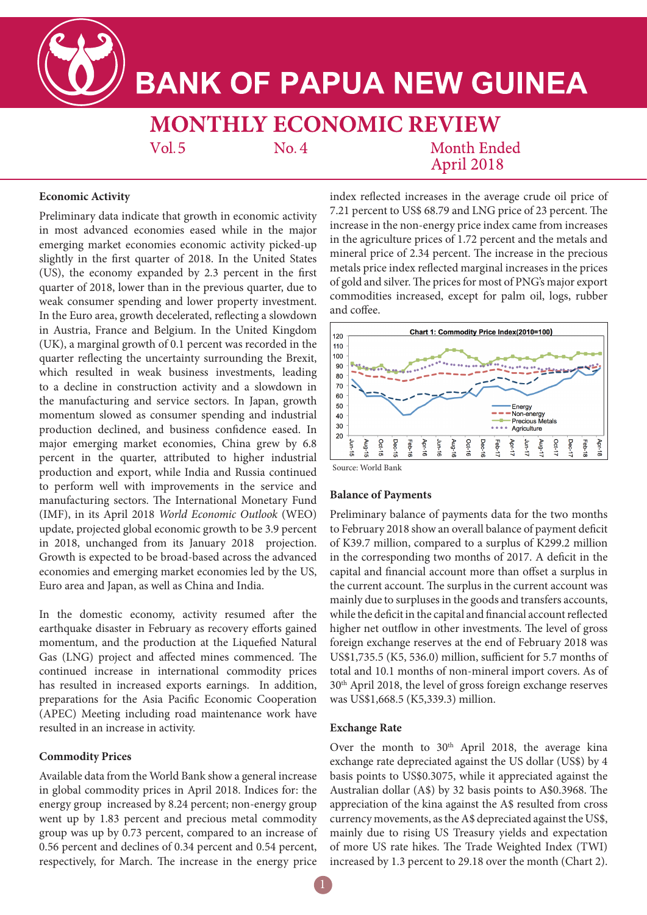# BANK OF PAPUA NEW GUINEA

## MONTHLY ECONOMIC REVIEW

Vol. 5 No. 4 Month Ended April 2018

### Economic Activity

Preliminary data indicate that growth in economic activity in most advanced economies eased while in the major emerging market economies economic activity picked-up slightly in the first quarter of 2018. In the United States (US), the economy expanded by 2.3 percent in the first quarter of 2018, lower than in the previous quarter, due to weak consumer spending and lower property investment. In the Euro area, growth decelerated, reflecting a slowdown in Austria, France and Belgium. In the United Kingdom (UK), a marginal growth of 0.1 percent was recorded in the quarter reflecting the uncertainty surrounding the Brexit, which resulted in weak business investments, leading to a decline in construction activity and a slowdown in the manufacturing and service sectors. In Japan, growth momentum slowed as consumer spending and industrial production declined, and business confidence eased. In major emerging market economies, China grew by 6.8 percent in the quarter, attributed to higher industrial production and export, while India and Russia continued to perform well with improvements in the service and manufacturing sectors. The International Monetary Fund (IMF), in its April 2018 *World Economic Outlook* (WEO) update, projected global economic growth to be 3.9 percent in 2018, unchanged from its January 2018 projection. Growth is expected to be broad-based across the advanced economies and emerging market economies led by the US, Euro area and Japan, as well as China and India.

In the domestic economy, activity resumed after the earthquake disaster in February as recovery efforts gained momentum, and the production at the Liquefied Natural Gas (LNG) project and affected mines commenced. The continued increase in international commodity prices has resulted in increased exports earnings. In addition, preparations for the Asia Pacific Economic Cooperation (APEC) Meeting including road maintenance work have resulted in an increase in activity.

### Commodity Prices

Available data from the World Bank show a general increase in global commodity prices in April 2018. Indices for: the energy group increased by 8.24 percent; non-energy group went up by 1.83 percent and precious metal commodity group was up by 0.73 percent, compared to an increase of 0.56 percent and declines of 0.34 percent and 0.54 percent, respectively, for March. The increase in the energy price index reflected increases in the average crude oil price of 7.21 percent to US$ 68.79 and LNG price of 23 percent. The increase in the non-energy price index came from increases in the agriculture prices of 1.72 percent and the metals and mineral price of 2.34 percent. The increase in the precious metals price index reflected marginal increases in the prices of gold and silver. The prices for most of PNG's major export commodities increased, except for palm oil, logs, rubber and coffee.

Chart 1: Commodity Price Index(2010=100)

Source: World Bank

### Balance of Payments

Preliminary balance of payments data for the two months to February 2018 show an overall balance of payment deficit of K39.7 million, compared to a surplus of K299.2 million in the corresponding two months of 2017. A deficit in the capital and financial account more than offset a surplus in the current account. The surplus in the current account was mainly due to surpluses in the goods and transfers accounts, while the deficit in the capital and financial account reflected higher net outflow in other investments. The level of gross foreign exchange reserves at the end of February 2018 was US$1,735.5 (K5, 536.0) million, sufficient for 5.7 months of total and 10.1 months of non-mineral import covers. As of 30th April 2018, the level of gross foreign exchange reserves was US$1,668.5 (K5,339.3) million.

### Exchange Rate

Over the month to 30th April 2018, the average kina exchange rate depreciated against the US dollar (US$) by 4 basis points to US$0.3075, while it appreciated against the Australian dollar (A$) by 32 basis points to A$0.3968. The appreciation of the kina against the A$ resulted from cross currency movements, as the A$ depreciated against the US$, mainly due to rising US Treasury yields and expectation of more US rate hikes. The Trade Weighted Index (TWI) increased by 1.3 percent to 29.18 over the month (Chart 2).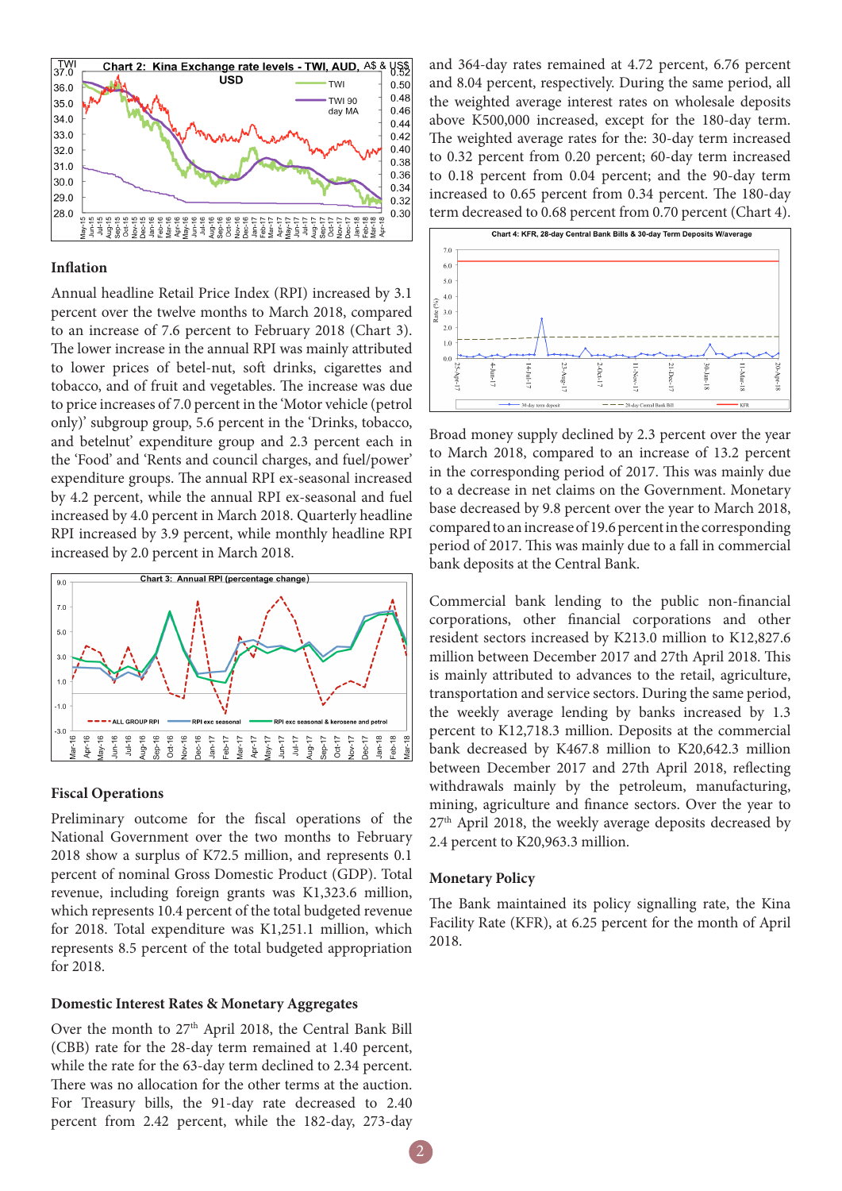Chart 2: Kina Exchange rate levels - TWI, AUD, A$ & US$ USD

## Inflation

Annual headline Retail Price Index (RPI) increased by 3.1 percent over the twelve months to March 2018, compared to an increase of 7.6 percent to February 2018 (Chart 3). The lower increase in the annual RPI was mainly attributed to lower prices of betel-nut, soft drinks, cigarettes and tobacco, and of fruit and vegetables. The increase was due to price increases of 7.0 percent in the 'Motor vehicle (petrol only)' subgroup group, 5.6 percent in the 'Drinks, tobacco, and betelnut' expenditure group and 2.3 percent each in the 'Food' and 'Rents and council charges, and fuel/power' expenditure groups. The annual RPI ex-seasonal increased by 4.2 percent, while the annual RPI ex-seasonal and fuel increased by 4.0 percent in March 2018. Quarterly headline RPI increased by 3.9 percent, while monthly headline RPI increased by 2.0 percent in March 2018.

Chart 3: Annual RPI (percentage change)

## Fiscal Operations

Preliminary outcome for the fiscal operations of the National Government over the two months to February 2018 show a surplus of K72.5 million, and represents 0.1 percent of nominal Gross Domestic Product (GDP). Total revenue, including foreign grants was K1,323.6 million, which represents 10.4 percent of the total budgeted revenue for 2018. Total expenditure was K1,251.1 million, which represents 8.5 percent of the total budgeted appropriation for 2018.

## Domestic Interest Rates & Monetary Aggregates

Over the month to 27th April 2018, the Central Bank Bill (CBB) rate for the 28-day term remained at 1.40 percent, while the rate for the 63-day term declined to 2.34 percent. There was no allocation for the other terms at the auction. For Treasury bills, the 91-day rate decreased to 2.40 percent from 2.42 percent, while the 182-day, 273-day and 364-day rates remained at 4.72 percent, 6.76 percent and 8.04 percent, respectively. During the same period, all the weighted average interest rates on wholesale deposits above K500,000 increased, except for the 180-day term. The weighted average rates for the: 30-day term increased to 0.32 percent from 0.20 percent; 60-day term increased to 0.18 percent from 0.04 percent; and the 90-day term increased to 0.65 percent from 0.34 percent. The 180-day term decreased to 0.68 percent from 0.70 percent (Chart 4).

Chart 4: KFR, 28-day Central Bank Bills & 30-day Term Deposits W/average

Broad money supply declined by 2.3 percent over the year to March 2018, compared to an increase of 13.2 percent in the corresponding period of 2017. This was mainly due to a decrease in net claims on the Government. Monetary base decreased by 9.8 percent over the year to March 2018, compared to an increase of 19.6 percent in the corresponding period of 2017. This was mainly due to a fall in commercial bank deposits at the Central Bank.

Commercial bank lending to the public non-financial corporations, other financial corporations and other resident sectors increased by K213.0 million to K12,827.6 million between December 2017 and 27th April 2018. This is mainly attributed to advances to the retail, agriculture, transportation and service sectors. During the same period, the weekly average lending by banks increased by 1.3 percent to K12,718.3 million. Deposits at the commercial bank decreased by K467.8 million to K20,642.3 million between December 2017 and 27th April 2018, reflecting withdrawals mainly by the petroleum, manufacturing, mining, agriculture and finance sectors. Over the year to 27th April 2018, the weekly average deposits decreased by 2.4 percent to K20,963.3 million.

## Monetary Policy

The Bank maintained its policy signalling rate, the Kina Facility Rate (KFR), at 6.25 percent for the month of April 2018.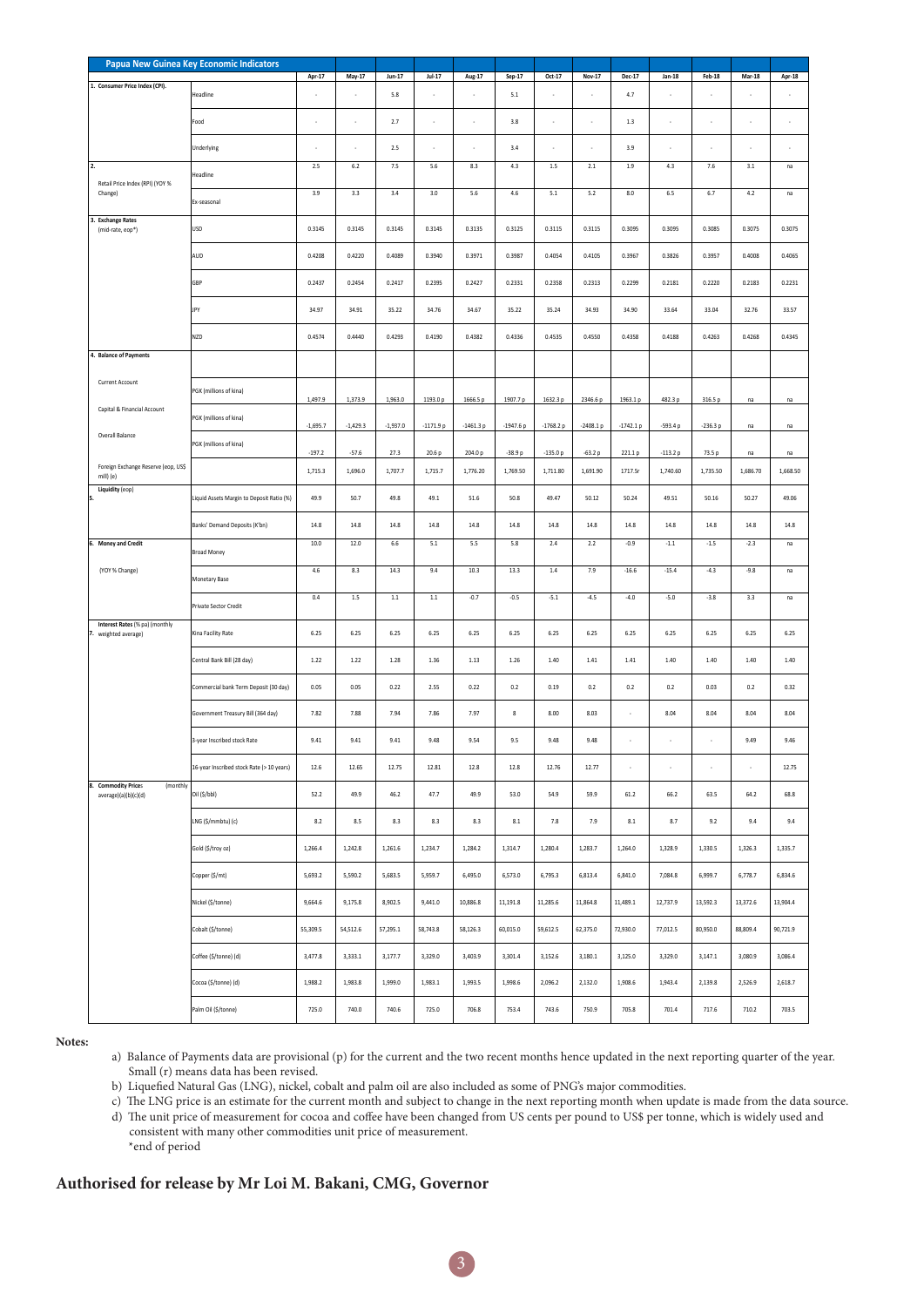| Papua New Guinea Key Economic Indicators | | Apr-17 | May-17 | Jun-17 | Jul-17 | Aug-17 | Sep-17 | Oct-17 | Nov-17 | Dec-17 | Jan-18 | Feb-18 | Mar-18 | Apr-18 |
|---|---|---|---|---|---|---|---|---|---|---|---|---|---|---|
| 1. Consumer Price Index (CPI). | Headline | - | - | 5.8 | - | - | 5.1 | - | - | 4.7 | - | - | - | - |
| | Food | - | - | 2.7 | - | - | 3.8 | - | - | 1.3 | - | - | - | - |
| | Underlying | - | - | 2.5 | - | - | 3.4 | - | - | 3.9 | - | - | - | - |
| 2. Retail Price Index (RPI) (YOY % Change) | Headline | 2.5 | 6.2 | 7.5 | 5.6 | 8.3 | 4.3 | 1.5 | 2.1 | 1.9 | 4.3 | 7.6 | 3.1 | na |
| | Ex-seasonal | 3.9 | 3.3 | 3.4 | 3.0 | 5.6 | 4.6 | 5.1 | 5.2 | 8.0 | 6.5 | 6.7 | 4.2 | na |
| 3. Exchange Rates (mid-rate, eop*) | USD | 0.3145 | 0.3145 | 0.3145 | 0.3145 | 0.3135 | 0.3125 | 0.3115 | 0.3115 | 0.3095 | 0.3095 | 0.3085 | 0.3075 | 0.3075 |
| | AUD | 0.4208 | 0.4220 | 0.4089 | 0.3940 | 0.3971 | 0.3987 | 0.4054 | 0.4105 | 0.3967 | 0.3826 | 0.3957 | 0.4008 | 0.4065 |
| | GBP | 0.2437 | 0.2454 | 0.2417 | 0.2395 | 0.2427 | 0.2331 | 0.2358 | 0.2313 | 0.2299 | 0.2181 | 0.2220 | 0.2183 | 0.2231 |
| | JPY | 34.97 | 34.91 | 35.22 | 34.76 | 34.67 | 35.22 | 35.24 | 34.93 | 34.90 | 33.64 | 33.04 | 32.76 | 33.57 |
| | NZD | 0.4574 | 0.4440 | 0.4293 | 0.4190 | 0.4382 | 0.4336 | 0.4535 | 0.4550 | 0.4358 | 0.4188 | 0.4263 | 0.4268 | 0.4345 |
| 4. Balance of Payments | | | | | | | | | | | | | | |
| Current Account | PGK (millions of kina) | 1,497.9 | 1,373.9 | 1,963.0 | 1193.0 p | 1666.5 p | 1907.7 p | 1632.3 p | 2346.6 p | 1963.1 p | 482.3 p | 316.5 p | na | na |
| Capital & Financial Account | PGK (millions of kina) | -1,695.7 | -1,429.3 | -1,937.0 | -1171.9 p | -1461.3 p | -1947.6 p | -1768.2 p | -2408.1 p | -1742.1 p | -593.4 p | -236.3 p | na | na |
| Overall Balance | PGK (millions of kina) | -197.2 | -57.6 | 27.3 | 20.6 p | 204.0 p | -38.9 p | -135.0 p | -63.2 p | 221.1 p | -113.2 p | 73.5 p | na | na |
| Foreign Exchange Reserve (eop, US$ mill) (e) | | 1,715.3 | 1,696.0 | 1,707.7 | 1,715.7 | 1,776.20 | 1,769.50 | 1,711.80 | 1,691.90 | 1717.5r | 1,740.60 | 1,735.50 | 1,686.70 | 1,668.50 |
| 5. Liquidity (eop) | Liquid Assets Margin to Deposit Ratio (%) | 49.9 | 50.7 | 49.8 | 49.1 | 51.6 | 50.8 | 49.47 | 50.12 | 50.24 | 49.51 | 50.16 | 50.27 | 49.06 |
| | Banks' Demand Deposits (K'bn) | 14.8 | 14.8 | 14.8 | 14.8 | 14.8 | 14.8 | 14.8 | 14.8 | 14.8 | 14.8 | 14.8 | 14.8 | 14.8 |
| 6. Money and Credit (YOY % Change) | Broad Money | 10.0 | 12.0 | 6.6 | 5.1 | 5.5 | 5.8 | 2.4 | 2.2 | -0.9 | -1.1 | -1.5 | -2.3 | na |
| | Monetary Base | 4.6 | 8.3 | 14.3 | 9.4 | 10.3 | 13.3 | 1.4 | 7.9 | -16.6 | -15.4 | -4.3 | -9.8 | na |
| | Private Sector Credit | 0.4 | 1.5 | 1.1 | 1.1 | -0.7 | -0.5 | -5.1 | -4.5 | -4.0 | -5.0 | -3.8 | 3.3 | na |
| 7. Interest Rates (% pa) (monthly weighted average) | Kina Facility Rate | 6.25 | 6.25 | 6.25 | 6.25 | 6.25 | 6.25 | 6.25 | 6.25 | 6.25 | 6.25 | 6.25 | 6.25 | 6.25 |
| | Central Bank Bill (28 day) | 1.22 | 1.22 | 1.28 | 1.36 | 1.13 | 1.26 | 1.40 | 1.41 | 1.41 | 1.40 | 1.40 | 1.40 | 1.40 |
| | Commercial bank Term Deposit (30 day) | 0.05 | 0.05 | 0.22 | 2.55 | 0.22 | 0.2 | 0.19 | 0.2 | 0.2 | 0.2 | 0.03 | 0.2 | 0.32 |
| | Government Treasury Bill (364 day) | 7.82 | 7.88 | 7.94 | 7.86 | 7.97 | 8 | 8.00 | 8.03 | - | 8.04 | 8.04 | 8.04 | 8.04 |
| | 3-year Inscribed stock Rate | 9.41 | 9.41 | 9.41 | 9.48 | 9.54 | 9.5 | 9.48 | 9.48 | - | - | - | 9.49 | 9.46 |
| | 16-year Inscribed stock Rate (> 10 years) | 12.6 | 12.65 | 12.75 | 12.81 | 12.8 | 12.8 | 12.76 | 12.77 | - | - | - | - | 12.75 |
| 8. Commodity Prices (monthly average)(a)(b)(c)(d) | Oil ($/bbl) | 52.2 | 49.9 | 46.2 | 47.7 | 49.9 | 53.0 | 54.9 | 59.9 | 61.2 | 66.2 | 63.5 | 64.2 | 68.8 |
| | LNG ($/mmbtu) (c) | 8.2 | 8.5 | 8.3 | 8.3 | 8.3 | 8.1 | 7.8 | 7.9 | 8.1 | 8.7 | 9.2 | 9.4 | 9.4 |
| | Gold ($/troy oz) | 1,266.4 | 1,242.8 | 1,261.6 | 1,234.7 | 1,284.2 | 1,314.7 | 1,280.4 | 1,283.7 | 1,264.0 | 1,328.9 | 1,330.5 | 1,326.3 | 1,335.7 |
| | Copper ($/mt) | 5,693.2 | 5,590.2 | 5,683.5 | 5,959.7 | 6,495.0 | 6,573.0 | 6,795.3 | 6,813.4 | 6,841.0 | 7,084.8 | 6,999.7 | 6,778.7 | 6,834.6 |
| | Nickel ($/tonne) | 9,664.6 | 9,175.8 | 8,902.5 | 9,441.0 | 10,886.8 | 11,191.8 | 11,285.6 | 11,864.8 | 11,489.1 | 12,737.9 | 13,592.3 | 13,372.6 | 13,904.4 |
| | Cobalt ($/tonne) | 55,309.5 | 54,512.6 | 57,295.1 | 58,743.8 | 58,126.3 | 60,015.0 | 59,612.5 | 62,375.0 | 72,930.0 | 77,012.5 | 80,950.0 | 88,809.4 | 90,721.9 |
| | Coffee ($/tonne) (d) | 3,477.8 | 3,333.1 | 3,177.7 | 3,329.0 | 3,403.9 | 3,301.4 | 3,152.6 | 3,180.1 | 3,125.0 | 3,329.0 | 3,147.1 | 3,080.9 | 3,086.4 |
| | Cocoa ($/tonne) (d) | 1,988.2 | 1,983.8 | 1,999.0 | 1,983.1 | 1,993.5 | 1,998.6 | 2,096.2 | 2,132.0 | 1,908.6 | 1,943.4 | 2,139.8 | 2,526.9 | 2,618.7 |
| | Palm Oil ($/tonne) | 725.0 | 740.0 | 740.6 | 725.0 | 706.8 | 753.4 | 743.6 | 750.9 | 705.8 | 701.4 | 717.6 | 710.2 | 703.5 |

**Notes:**

a) Balance of Payments data are provisional (p) for the current and the two recent months hence updated in the next reporting quarter of the year. Small (r) means data has been revised.

b) Liquefied Natural Gas (LNG), nickel, cobalt and palm oil are also included as some of PNG's major commodities.

c) The LNG price is an estimate for the current month and subject to change in the next reporting month when update is made from the data source.

d) The unit price of measurement for cocoa and coffee have been changed from US cents per pound to US$ per tonne, which is widely used and consistent with many other commodities unit price of measurement.

*end of period

## Authorised for release by Mr Loi M. Bakani, CMG, Governor